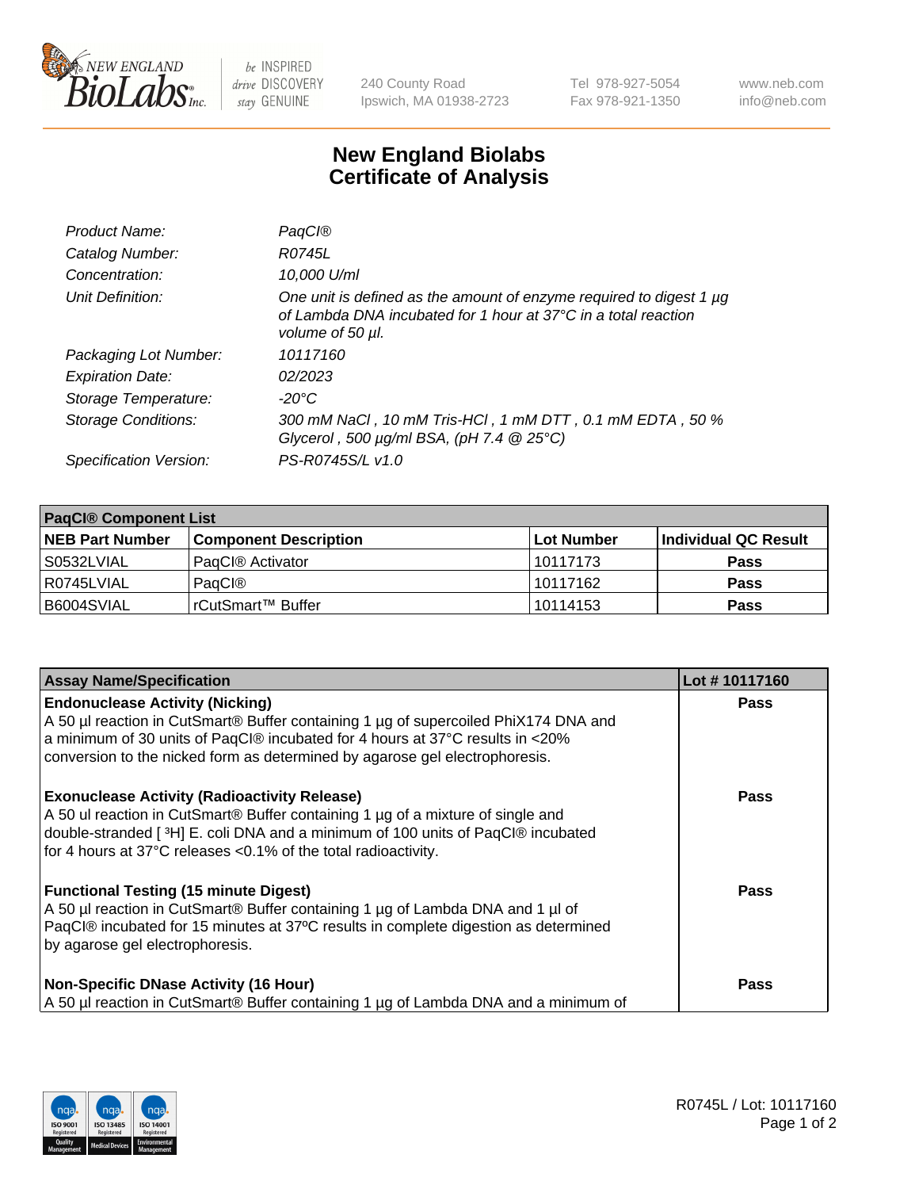NEW ENGLAND BioLabs Inc. — be INSPIRED drive DISCOVERY stay GENUINE

240 County Road
Ipswich, MA 01938-2723

Tel 978-927-5054
Fax 978-921-1350

www.neb.com
info@neb.com

# New England Biolabs
# Certificate of Analysis

| | |
|---|---|
| *Product Name:* | *PaqCI®* |
| *Catalog Number:* | *R0745L* |
| *Concentration:* | *10,000 U/ml* |
| *Unit Definition:* | *One unit is defined as the amount of enzyme required to digest 1 µg of Lambda DNA incubated for 1 hour at 37°C in a total reaction volume of 50 µl.* |
| *Packaging Lot Number:* | *10117160* |
| *Expiration Date:* | *02/2023* |
| *Storage Temperature:* | *-20°C* |
| *Storage Conditions:* | *300 mM NaCl , 10 mM Tris-HCl , 1 mM DTT , 0.1 mM EDTA , 50 % Glycerol , 500 µg/ml BSA, (pH 7.4 @ 25°C)* |
| *Specification Version:* | *PS-R0745S/L v1.0* |

| **PaqCI® Component List** | | | |
|---|---|---|---|
| **NEB Part Number** | **Component Description** | **Lot Number** | **Individual QC Result** |
| S0532LVIAL | PaqCI® Activator | 10117173 | **Pass** |
| R0745LVIAL | PaqCI® | 10117162 | **Pass** |
| B6004SVIAL | rCutSmart™ Buffer | 10114153 | **Pass** |

| **Assay Name/Specification** | **Lot # 10117160** |
|---|---|
| **Endonuclease Activity (Nicking)** A 50 µl reaction in CutSmart® Buffer containing 1 µg of supercoiled PhiX174 DNA and a minimum of 30 units of PaqCI® incubated for 4 hours at 37°C results in <20% conversion to the nicked form as determined by agarose gel electrophoresis. | **Pass** |
| **Exonuclease Activity (Radioactivity Release)** A 50 ul reaction in CutSmart® Buffer containing 1 µg of a mixture of single and double-stranded [ $^3$H] E. coli DNA and a minimum of 100 units of PaqCI® incubated for 4 hours at 37°C releases <0.1% of the total radioactivity. | **Pass** |
| **Functional Testing (15 minute Digest)** A 50 µl reaction in CutSmart® Buffer containing 1 µg of Lambda DNA and 1 µl of PaqCI® incubated for 15 minutes at 37ºC results in complete digestion as determined by agarose gel electrophoresis. | **Pass** |
| **Non-Specific DNase Activity (16 Hour)** A 50 µl reaction in CutSmart® Buffer containing 1 µg of Lambda DNA and a minimum of | **Pass** |

R0745L / Lot: 10117160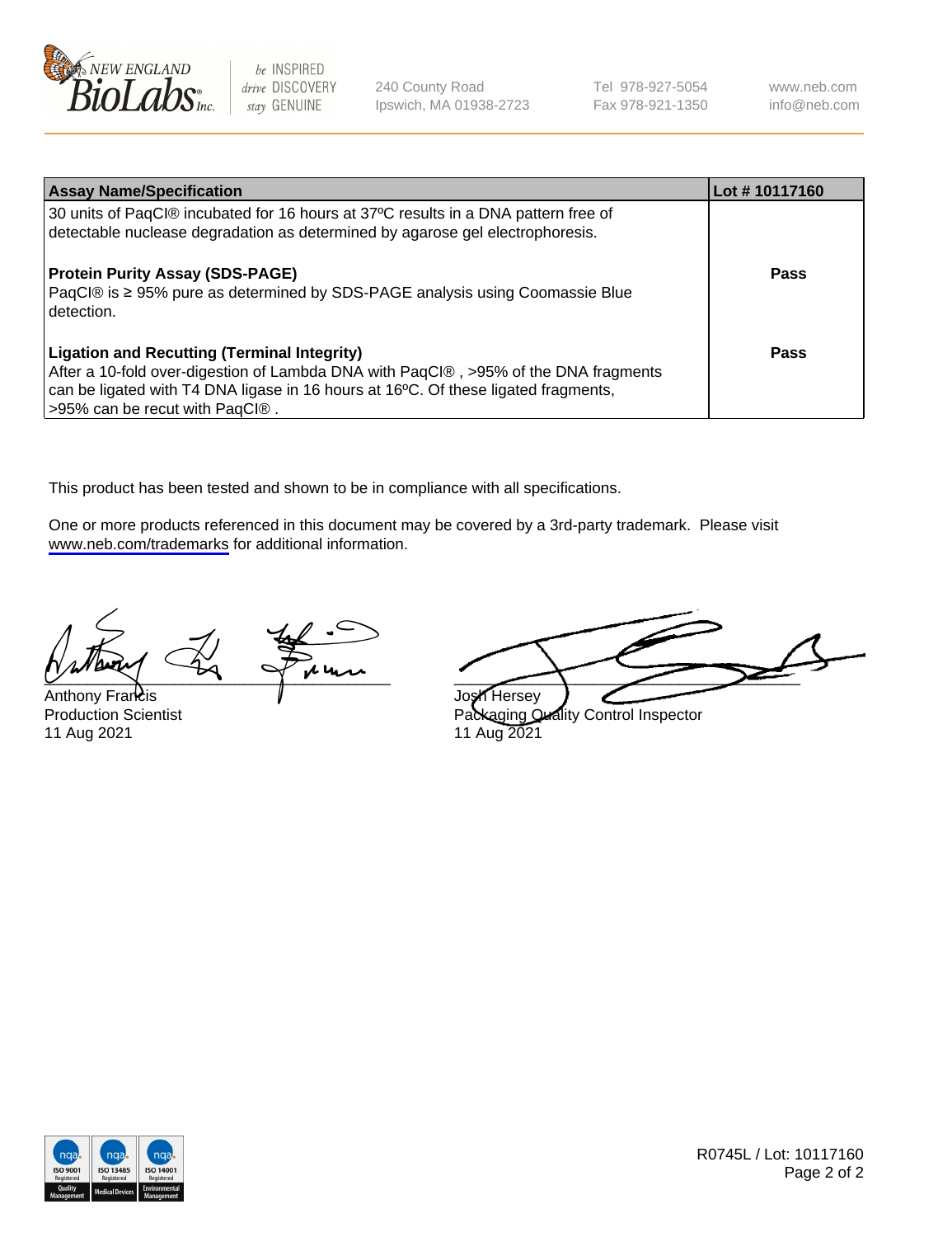| Assay Name/Specification | Lot # 10117160 |
|---|---|
| 30 units of PaqCI® incubated for 16 hours at 37ºC results in a DNA pattern free of detectable nuclease degradation as determined by agarose gel electrophoresis. | |
| **Protein Purity Assay (SDS-PAGE)**<br>PaqCI® is ≥ 95% pure as determined by SDS-PAGE analysis using Coomassie Blue detection. | **Pass** |
| **Ligation and Recutting (Terminal Integrity)**<br>After a 10-fold over-digestion of Lambda DNA with PaqCI® , >95% of the DNA fragments can be ligated with T4 DNA ligase in 16 hours at 16ºC. Of these ligated fragments, >95% can be recut with PaqCI® . | **Pass** |

This product has been tested and shown to be in compliance with all specifications.

One or more products referenced in this document may be covered by a 3rd-party trademark. Please visit www.neb.com/trademarks for additional information.

Anthony Francis
Production Scientist
11 Aug 2021

Josh Hersey
Packaging Quality Control Inspector
11 Aug 2021

R0745L / Lot: 10117160